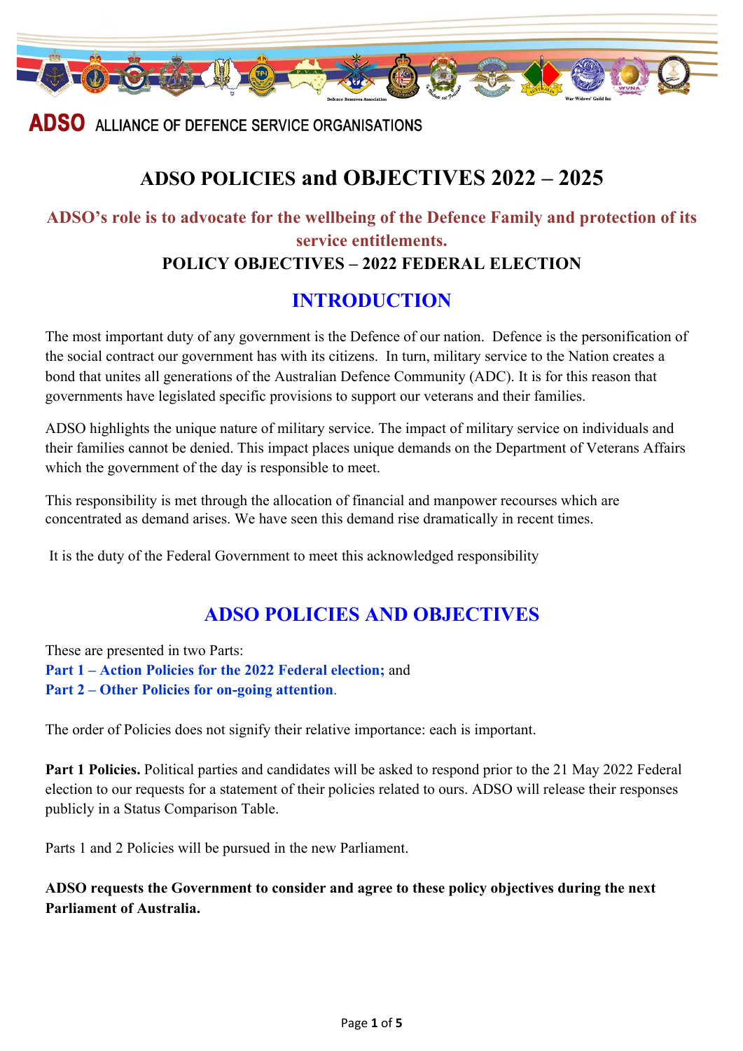**ADSO** ALLIANCE OF DEFENCE SERVICE ORGANISATIONS

# ADSO POLICIES and OBJECTIVES 2022 – 2025

**ADSO's role is to advocate for the wellbeing of the Defence Family and protection of its service entitlements.**

**POLICY OBJECTIVES – 2022 FEDERAL ELECTION**

## INTRODUCTION

The most important duty of any government is the Defence of our nation. Defence is the personification of the social contract our government has with its citizens. In turn, military service to the Nation creates a bond that unites all generations of the Australian Defence Community (ADC). It is for this reason that governments have legislated specific provisions to support our veterans and their families.

ADSO highlights the unique nature of military service. The impact of military service on individuals and their families cannot be denied. This impact places unique demands on the Department of Veterans Affairs which the government of the day is responsible to meet.

This responsibility is met through the allocation of financial and manpower recourses which are concentrated as demand arises. We have seen this demand rise dramatically in recent times.

It is the duty of the Federal Government to meet this acknowledged responsibility

## ADSO POLICIES AND OBJECTIVES

These are presented in two Parts:
**Part 1 – Action Policies for the 2022 Federal election;** and
**Part 2 – Other Policies for on-going attention**.

The order of Policies does not signify their relative importance: each is important.

**Part 1 Policies.** Political parties and candidates will be asked to respond prior to the 21 May 2022 Federal election to our requests for a statement of their policies related to ours. ADSO will release their responses publicly in a Status Comparison Table.

Parts 1 and 2 Policies will be pursued in the new Parliament.

**ADSO requests the Government to consider and agree to these policy objectives during the next Parliament of Australia.**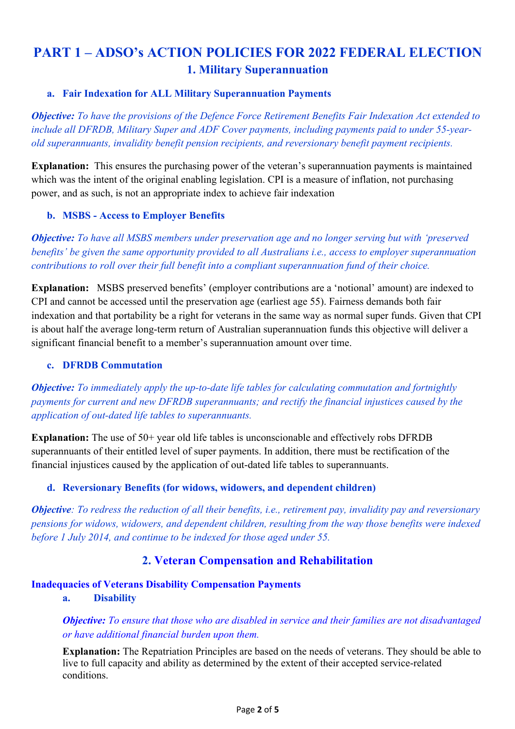# PART 1 – ADSO's ACTION POLICIES FOR 2022 FEDERAL ELECTION

## 1. Military Superannuation

### a. Fair Indexation for ALL Military Superannuation Payments

***Objective:*** *To have the provisions of the Defence Force Retirement Benefits Fair Indexation Act extended to include all DFRDB, Military Super and ADF Cover payments, including payments paid to under 55-year-old superannuants, invalidity benefit pension recipients, and reversionary benefit payment recipients.*

**Explanation:** This ensures the purchasing power of the veteran's superannuation payments is maintained which was the intent of the original enabling legislation. CPI is a measure of inflation, not purchasing power, and as such, is not an appropriate index to achieve fair indexation

### b. MSBS - Access to Employer Benefits

***Objective:*** *To have all MSBS members under preservation age and no longer serving but with 'preserved benefits' be given the same opportunity provided to all Australians i.e., access to employer superannuation contributions to roll over their full benefit into a compliant superannuation fund of their choice.*

**Explanation:** MSBS preserved benefits' (employer contributions are a 'notional' amount) are indexed to CPI and cannot be accessed until the preservation age (earliest age 55). Fairness demands both fair indexation and that portability be a right for veterans in the same way as normal super funds. Given that CPI is about half the average long-term return of Australian superannuation funds this objective will deliver a significant financial benefit to a member's superannuation amount over time.

### c. DFRDB Commutation

***Objective:*** *To immediately apply the up-to-date life tables for calculating commutation and fortnightly payments for current and new DFRDB superannuants; and rectify the financial injustices caused by the application of out-dated life tables to superannuants.*

**Explanation:** The use of 50+ year old life tables is unconscionable and effectively robs DFRDB superannuants of their entitled level of super payments. In addition, there must be rectification of the financial injustices caused by the application of out-dated life tables to superannuants.

### d. Reversionary Benefits (for widows, widowers, and dependent children)

***Objective****: To redress the reduction of all their benefits, i.e., retirement pay, invalidity pay and reversionary pensions for widows, widowers, and dependent children, resulting from the way those benefits were indexed before 1 July 2014, and continue to be indexed for those aged under 55.*

## 2. Veteran Compensation and Rehabilitation

### Inadequacies of Veterans Disability Compensation Payments

#### a. Disability

***Objective:*** *To ensure that those who are disabled in service and their families are not disadvantaged or have additional financial burden upon them.*

**Explanation:** The Repatriation Principles are based on the needs of veterans. They should be able to live to full capacity and ability as determined by the extent of their accepted service-related conditions.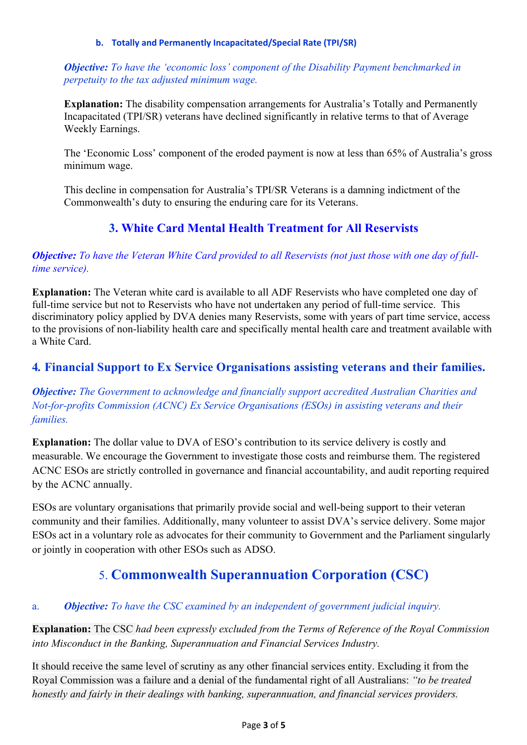#### b. Totally and Permanently Incapacitated/Special Rate (TPI/SR)

***Objective:*** *To have the 'economic loss' component of the Disability Payment benchmarked in perpetuity to the tax adjusted minimum wage.*

**Explanation:** The disability compensation arrangements for Australia's Totally and Permanently Incapacitated (TPI/SR) veterans have declined significantly in relative terms to that of Average Weekly Earnings.

The 'Economic Loss' component of the eroded payment is now at less than 65% of Australia's gross minimum wage.

This decline in compensation for Australia's TPI/SR Veterans is a damning indictment of the Commonwealth's duty to ensuring the enduring care for its Veterans.

## 3. White Card Mental Health Treatment for All Reservists

***Objective:*** *To have the Veteran White Card provided to all Reservists (not just those with one day of full-time service).*

**Explanation:** The Veteran white card is available to all ADF Reservists who have completed one day of full-time service but not to Reservists who have not undertaken any period of full-time service. This discriminatory policy applied by DVA denies many Reservists, some with years of part time service, access to the provisions of non-liability health care and specifically mental health care and treatment available with a White Card.

## 4. Financial Support to Ex Service Organisations assisting veterans and their families.

***Objective:*** *The Government to acknowledge and financially support accredited Australian Charities and Not-for-profits Commission (ACNC) Ex Service Organisations (ESOs) in assisting veterans and their families.*

**Explanation:** The dollar value to DVA of ESO's contribution to its service delivery is costly and measurable. We encourage the Government to investigate those costs and reimburse them. The registered ACNC ESOs are strictly controlled in governance and financial accountability, and audit reporting required by the ACNC annually.

ESOs are voluntary organisations that primarily provide social and well-being support to their veteran community and their families. Additionally, many volunteer to assist DVA's service delivery. Some major ESOs act in a voluntary role as advocates for their community to Government and the Parliament singularly or jointly in cooperation with other ESOs such as ADSO.

## 5. Commonwealth Superannuation Corporation (CSC)

a. ***Objective:*** *To have the CSC examined by an independent of government judicial inquiry.*

**Explanation:** The CSC *had been expressly excluded from the Terms of Reference of the Royal Commission into Misconduct in the Banking, Superannuation and Financial Services Industry.*

It should receive the same level of scrutiny as any other financial services entity. Excluding it from the Royal Commission was a failure and a denial of the fundamental right of all Australians: *"to be treated honestly and fairly in their dealings with banking, superannuation, and financial services providers.*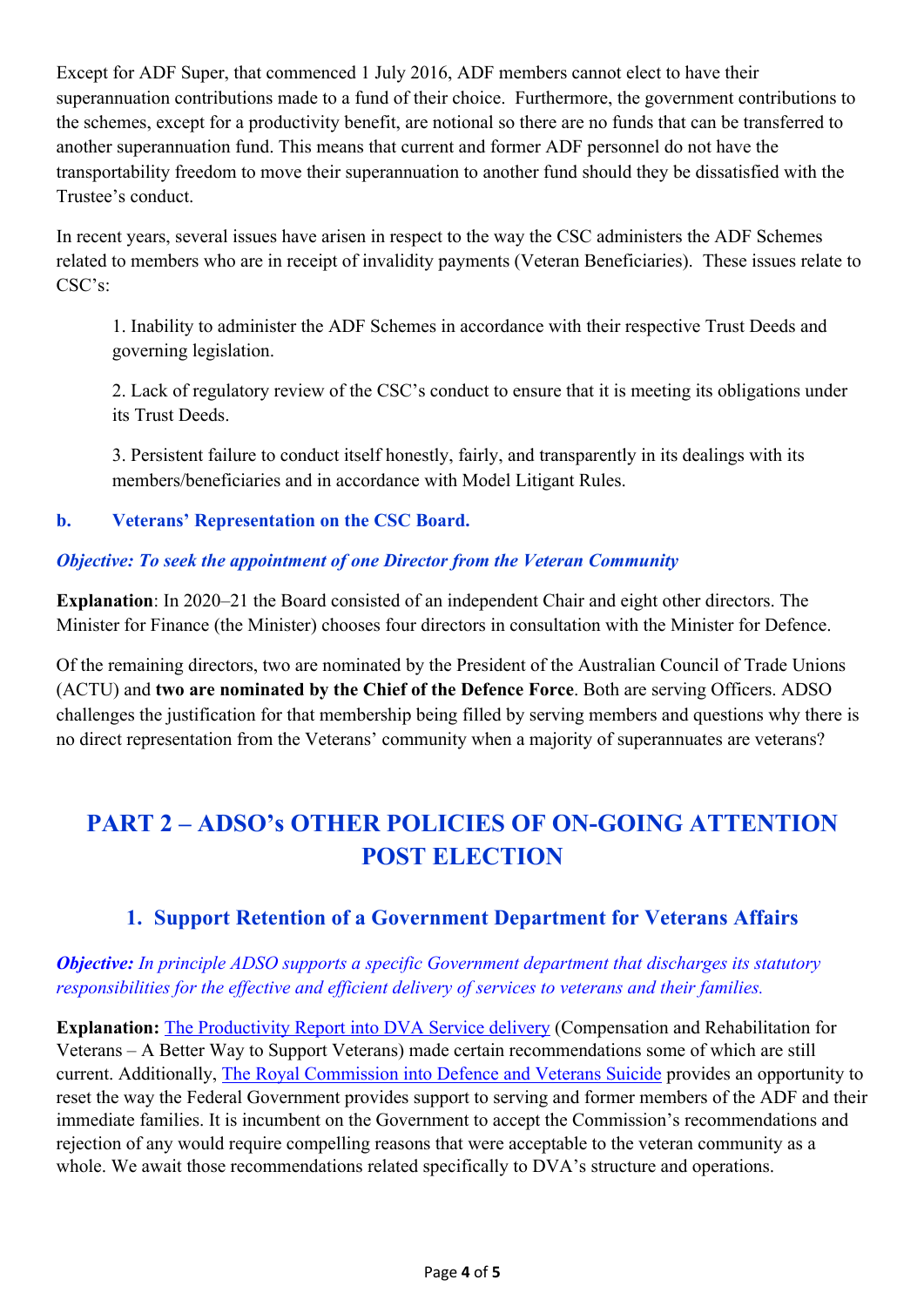Except for ADF Super, that commenced 1 July 2016, ADF members cannot elect to have their superannuation contributions made to a fund of their choice. Furthermore, the government contributions to the schemes, except for a productivity benefit, are notional so there are no funds that can be transferred to another superannuation fund. This means that current and former ADF personnel do not have the transportability freedom to move their superannuation to another fund should they be dissatisfied with the Trustee's conduct.

In recent years, several issues have arisen in respect to the way the CSC administers the ADF Schemes related to members who are in receipt of invalidity payments (Veteran Beneficiaries). These issues relate to CSC's:

1. Inability to administer the ADF Schemes in accordance with their respective Trust Deeds and governing legislation.

2. Lack of regulatory review of the CSC's conduct to ensure that it is meeting its obligations under its Trust Deeds.

3. Persistent failure to conduct itself honestly, fairly, and transparently in its dealings with its members/beneficiaries and in accordance with Model Litigant Rules.

### b. Veterans' Representation on the CSC Board.

***Objective: To seek the appointment of one Director from the Veteran Community***

**Explanation**: In 2020–21 the Board consisted of an independent Chair and eight other directors. The Minister for Finance (the Minister) chooses four directors in consultation with the Minister for Defence.

Of the remaining directors, two are nominated by the President of the Australian Council of Trade Unions (ACTU) and **two are nominated by the Chief of the Defence Force**. Both are serving Officers. ADSO challenges the justification for that membership being filled by serving members and questions why there is no direct representation from the Veterans' community when a majority of superannuates are veterans?

# PART 2 – ADSO's OTHER POLICIES OF ON-GOING ATTENTION POST ELECTION

## 1. Support Retention of a Government Department for Veterans Affairs

***Objective:*** *In principle ADSO supports a specific Government department that discharges its statutory responsibilities for the effective and efficient delivery of services to veterans and their families.*

**Explanation:** [The Productivity Report into DVA Service delivery] (Compensation and Rehabilitation for Veterans – A Better Way to Support Veterans) made certain recommendations some of which are still current. Additionally, [The Royal Commission into Defence and Veterans Suicide] provides an opportunity to reset the way the Federal Government provides support to serving and former members of the ADF and their immediate families. It is incumbent on the Government to accept the Commission's recommendations and rejection of any would require compelling reasons that were acceptable to the veteran community as a whole. We await those recommendations related specifically to DVA's structure and operations.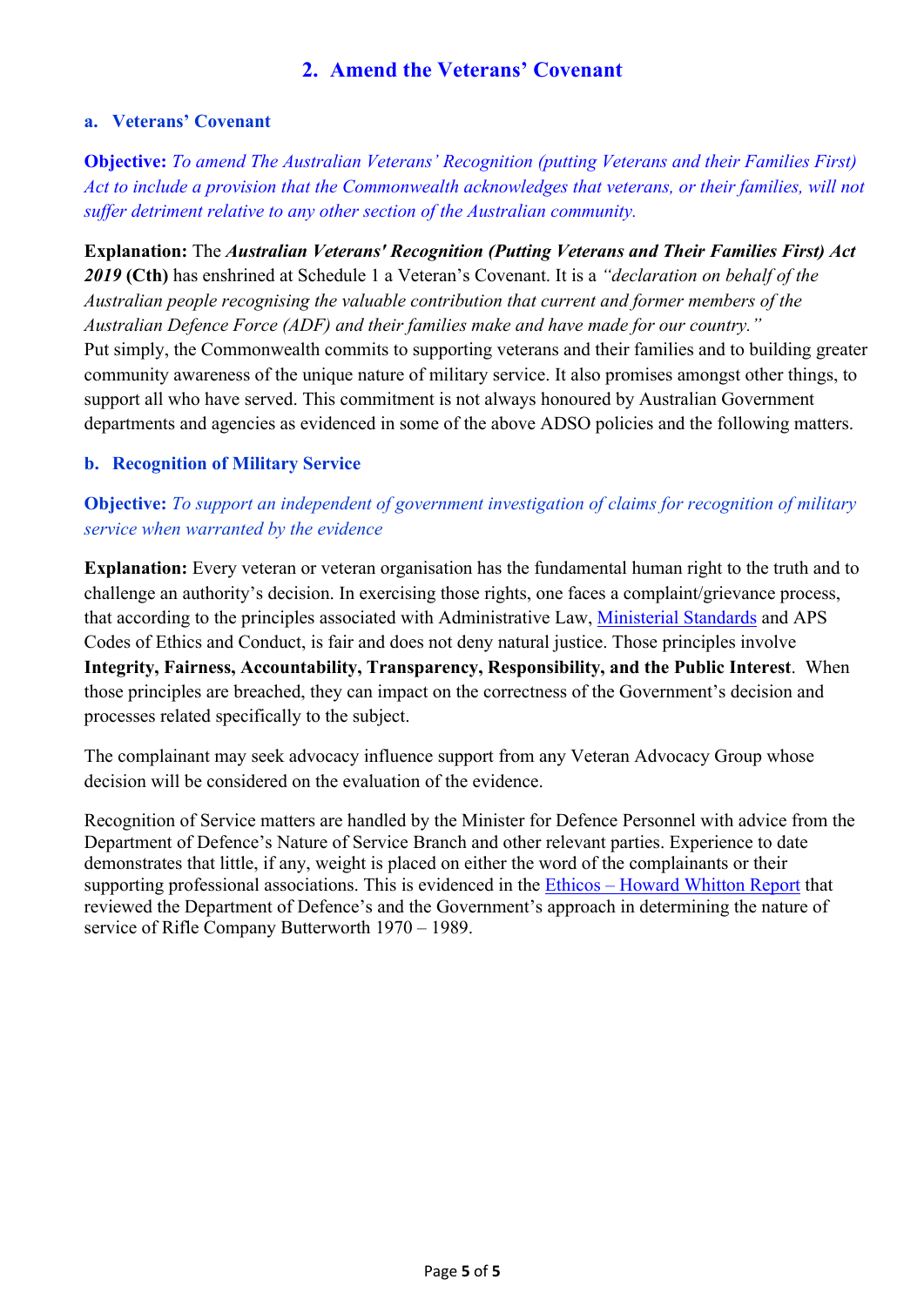## 2. Amend the Veterans' Covenant

### a. Veterans' Covenant

**Objective:** *To amend The Australian Veterans' Recognition (putting Veterans and their Families First) Act to include a provision that the Commonwealth acknowledges that veterans, or their families, will not suffer detriment relative to any other section of the Australian community.*

**Explanation:** The ***Australian Veterans' Recognition (Putting Veterans and Their Families First) Act 2019*** **(Cth)** has enshrined at Schedule 1 a Veteran's Covenant. It is a *"declaration on behalf of the Australian people recognising the valuable contribution that current and former members of the Australian Defence Force (ADF) and their families make and have made for our country."*
Put simply, the Commonwealth commits to supporting veterans and their families and to building greater community awareness of the unique nature of military service. It also promises amongst other things, to support all who have served. This commitment is not always honoured by Australian Government departments and agencies as evidenced in some of the above ADSO policies and the following matters.

### b. Recognition of Military Service

**Objective:** *To support an independent of government investigation of claims for recognition of military service when warranted by the evidence*

**Explanation:** Every veteran or veteran organisation has the fundamental human right to the truth and to challenge an authority's decision. In exercising those rights, one faces a complaint/grievance process, that according to the principles associated with Administrative Law, Ministerial Standards and APS Codes of Ethics and Conduct, is fair and does not deny natural justice. Those principles involve **Integrity, Fairness, Accountability, Transparency, Responsibility, and the Public Interest**. When those principles are breached, they can impact on the correctness of the Government's decision and processes related specifically to the subject.

The complainant may seek advocacy influence support from any Veteran Advocacy Group whose decision will be considered on the evaluation of the evidence.

Recognition of Service matters are handled by the Minister for Defence Personnel with advice from the Department of Defence's Nature of Service Branch and other relevant parties. Experience to date demonstrates that little, if any, weight is placed on either the word of the complainants or their supporting professional associations. This is evidenced in the Ethicos – Howard Whitton Report that reviewed the Department of Defence's and the Government's approach in determining the nature of service of Rifle Company Butterworth 1970 – 1989.